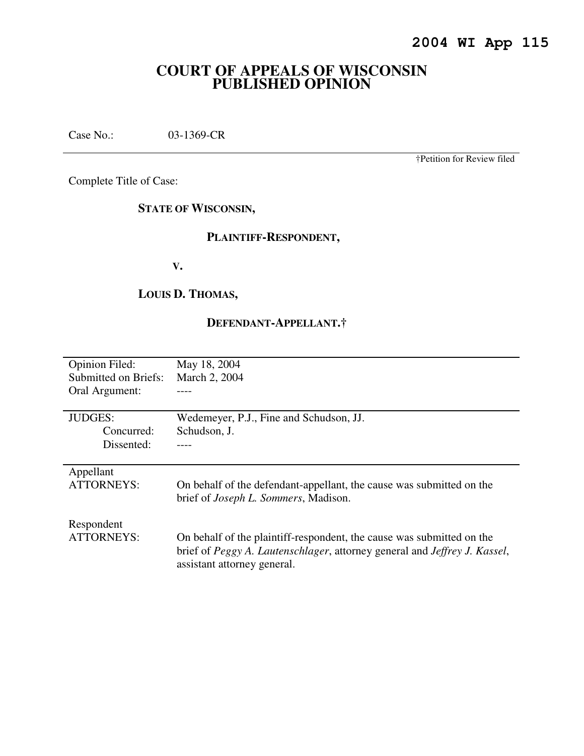**2004 WI App 115**

# COURT OF APPEALS OF WISCONSIN PUBLISHED OPINION

Case No.: 03-1369-CR

†Petition for Review filed

Complete Title of Case:

**STATE OF WISCONSIN,**

**PLAINTIFF-RESPONDENT,**

**V.**

**LOUIS D. THOMAS,**

**DEFENDANT-APPELLANT.†**

| | |
|---|---|
| Opinion Filed: | May 18, 2004 |
| Submitted on Briefs: | March 2, 2004 |
| Oral Argument: | ---- |
| JUDGES: | Wedemeyer, P.J., Fine and Schudson, JJ. |
| Concurred: | Schudson, J. |
| Dissented: | ---- |
| Appellant ATTORNEYS: | On behalf of the defendant-appellant, the cause was submitted on the brief of *Joseph L. Sommers*, Madison. |
| Respondent ATTORNEYS: | On behalf of the plaintiff-respondent, the cause was submitted on the brief of *Peggy A. Lautenschlager*, attorney general and *Jeffrey J. Kassel*, assistant attorney general. |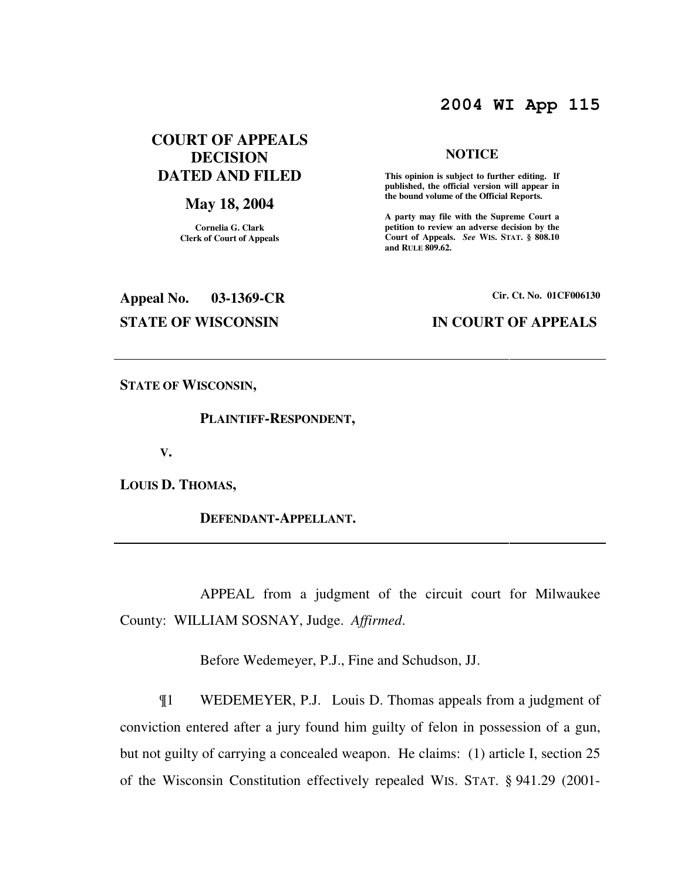**2004 WI App 115**

**COURT OF APPEALS DECISION DATED AND FILED**

**May 18, 2004**

Cornelia G. Clark
Clerk of Court of Appeals

**NOTICE**

**This opinion is subject to further editing. If published, the official version will appear in the bound volume of the Official Reports.**

**A party may file with the Supreme Court a petition to review an adverse decision by the Court of Appeals.** ***See*** **WIS. STAT. § 808.10 and RULE 809.62.**

**Appeal No. 03-1369-CR**

**Cir. Ct. No. 01CF006130**

**STATE OF WISCONSIN**

**IN COURT OF APPEALS**

---

**STATE OF WISCONSIN,**

**PLAINTIFF-RESPONDENT,**

**V.**

**LOUIS D. THOMAS,**

**DEFENDANT-APPELLANT.**

---

APPEAL from a judgment of the circuit court for Milwaukee County: WILLIAM SOSNAY, Judge. *Affirmed*.

Before Wedemeyer, P.J., Fine and Schudson, JJ.

¶1 WEDEMEYER, P.J. Louis D. Thomas appeals from a judgment of conviction entered after a jury found him guilty of felon in possession of a gun, but not guilty of carrying a concealed weapon. He claims: (1) article I, section 25 of the Wisconsin Constitution effectively repealed WIS. STAT. § 941.29 (2001-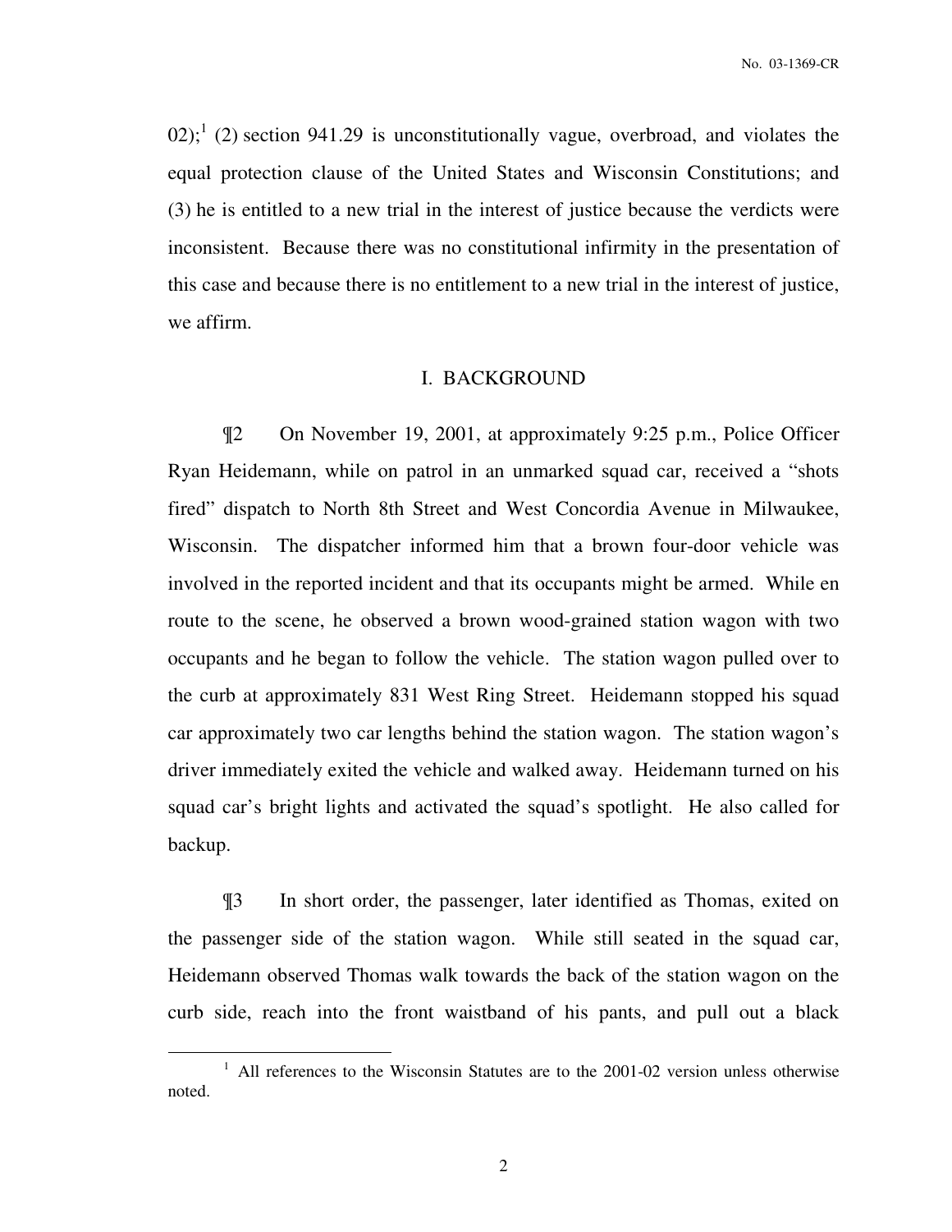02);[1] (2) section 941.29 is unconstitutionally vague, overbroad, and violates the equal protection clause of the United States and Wisconsin Constitutions; and (3) he is entitled to a new trial in the interest of justice because the verdicts were inconsistent. Because there was no constitutional infirmity in the presentation of this case and because there is no entitlement to a new trial in the interest of justice, we affirm.

## I. BACKGROUND

¶2 On November 19, 2001, at approximately 9:25 p.m., Police Officer Ryan Heidemann, while on patrol in an unmarked squad car, received a "shots fired" dispatch to North 8th Street and West Concordia Avenue in Milwaukee, Wisconsin. The dispatcher informed him that a brown four-door vehicle was involved in the reported incident and that its occupants might be armed. While en route to the scene, he observed a brown wood-grained station wagon with two occupants and he began to follow the vehicle. The station wagon pulled over to the curb at approximately 831 West Ring Street. Heidemann stopped his squad car approximately two car lengths behind the station wagon. The station wagon's driver immediately exited the vehicle and walked away. Heidemann turned on his squad car's bright lights and activated the squad's spotlight. He also called for backup.

¶3 In short order, the passenger, later identified as Thomas, exited on the passenger side of the station wagon. While still seated in the squad car, Heidemann observed Thomas walk towards the back of the station wagon on the curb side, reach into the front waistband of his pants, and pull out a black

[1] All references to the Wisconsin Statutes are to the 2001-02 version unless otherwise noted.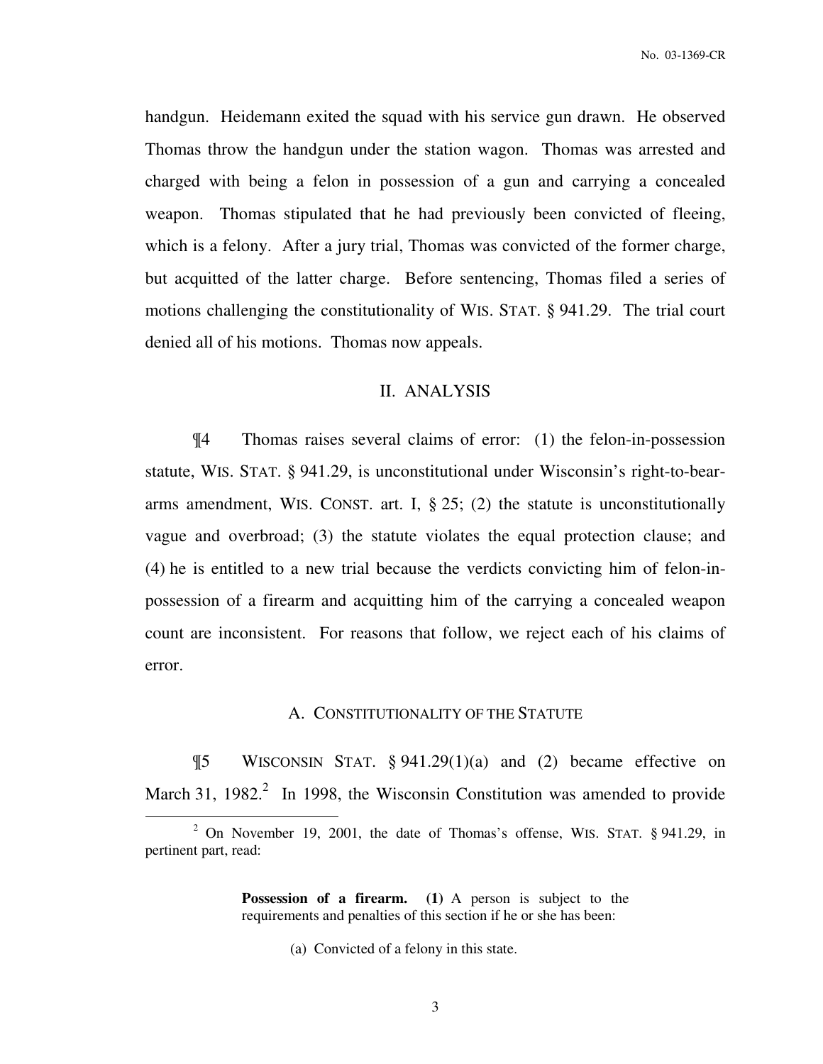handgun. Heidemann exited the squad with his service gun drawn. He observed Thomas throw the handgun under the station wagon. Thomas was arrested and charged with being a felon in possession of a gun and carrying a concealed weapon. Thomas stipulated that he had previously been convicted of fleeing, which is a felony. After a jury trial, Thomas was convicted of the former charge, but acquitted of the latter charge. Before sentencing, Thomas filed a series of motions challenging the constitutionality of WIS. STAT. § 941.29. The trial court denied all of his motions. Thomas now appeals.

## II. ANALYSIS

¶4 Thomas raises several claims of error: (1) the felon-in-possession statute, WIS. STAT. § 941.29, is unconstitutional under Wisconsin's right-to-bear-arms amendment, WIS. CONST. art. I, § 25; (2) the statute is unconstitutionally vague and overbroad; (3) the statute violates the equal protection clause; and (4) he is entitled to a new trial because the verdicts convicting him of felon-in-possession of a firearm and acquitting him of the carrying a concealed weapon count are inconsistent. For reasons that follow, we reject each of his claims of error.

### A. CONSTITUTIONALITY OF THE STATUTE

¶5 WISCONSIN STAT. § 941.29(1)(a) and (2) became effective on March 31, 1982.[2] In 1998, the Wisconsin Constitution was amended to provide

---

[2] On November 19, 2001, the date of Thomas's offense, WIS. STAT. § 941.29, in pertinent part, read:

> **Possession of a firearm. (1)** A person is subject to the requirements and penalties of this section if he or she has been:
>
> (a) Convicted of a felony in this state.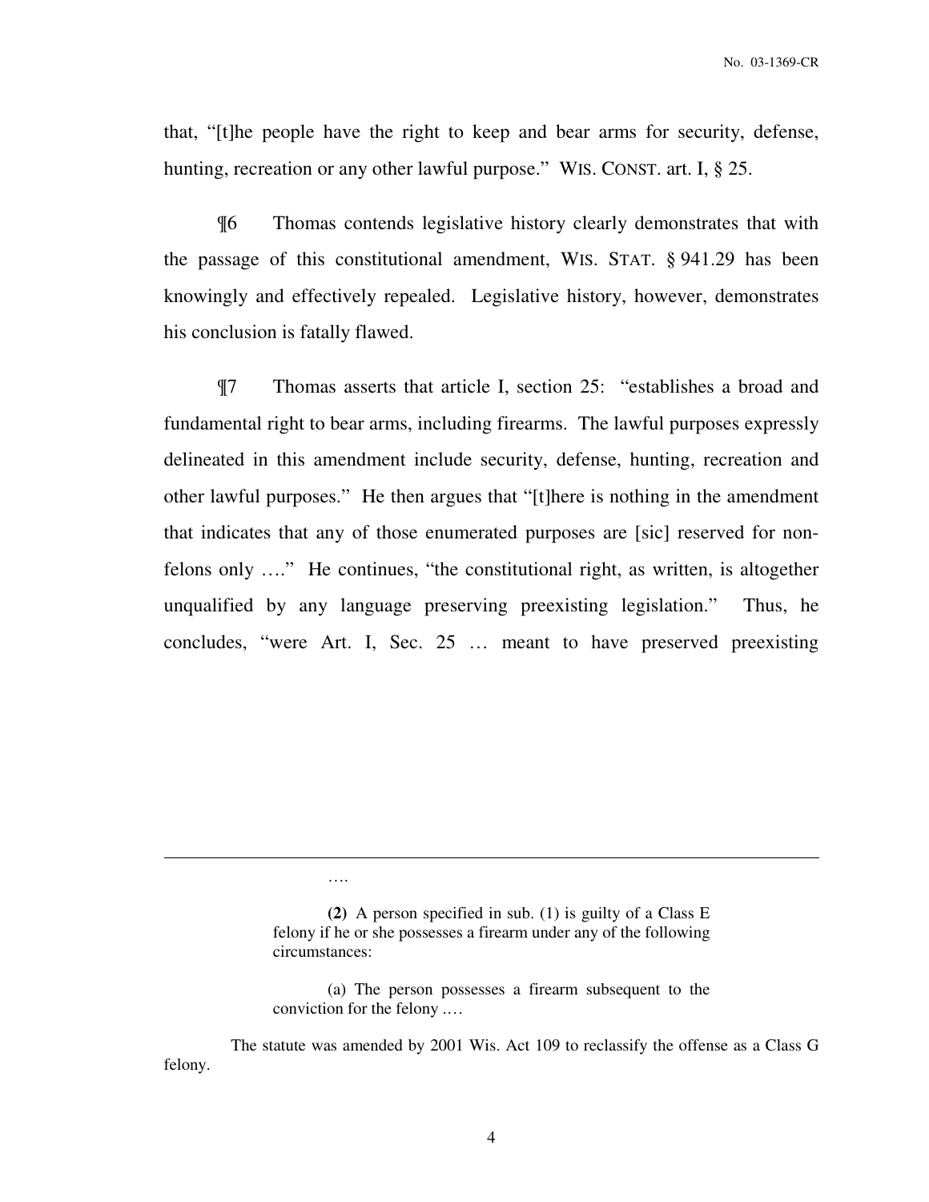that, "[t]he people have the right to keep and bear arms for security, defense, hunting, recreation or any other lawful purpose." WIS. CONST. art. I, § 25.

¶6 Thomas contends legislative history clearly demonstrates that with the passage of this constitutional amendment, WIS. STAT. § 941.29 has been knowingly and effectively repealed. Legislative history, however, demonstrates his conclusion is fatally flawed.

¶7 Thomas asserts that article I, section 25: "establishes a broad and fundamental right to bear arms, including firearms. The lawful purposes expressly delineated in this amendment include security, defense, hunting, recreation and other lawful purposes." He then argues that "[t]here is nothing in the amendment that indicates that any of those enumerated purposes are [sic] reserved for non-felons only …." He continues, "the constitutional right, as written, is altogether unqualified by any language preserving preexisting legislation." Thus, he concludes, "were Art. I, Sec. 25 … meant to have preserved preexisting

---

> ….
>
> **(2)** A person specified in sub. (1) is guilty of a Class E felony if he or she possesses a firearm under any of the following circumstances:
>
> (a) The person possesses a firearm subsequent to the conviction for the felony ….

The statute was amended by 2001 Wis. Act 109 to reclassify the offense as a Class G felony.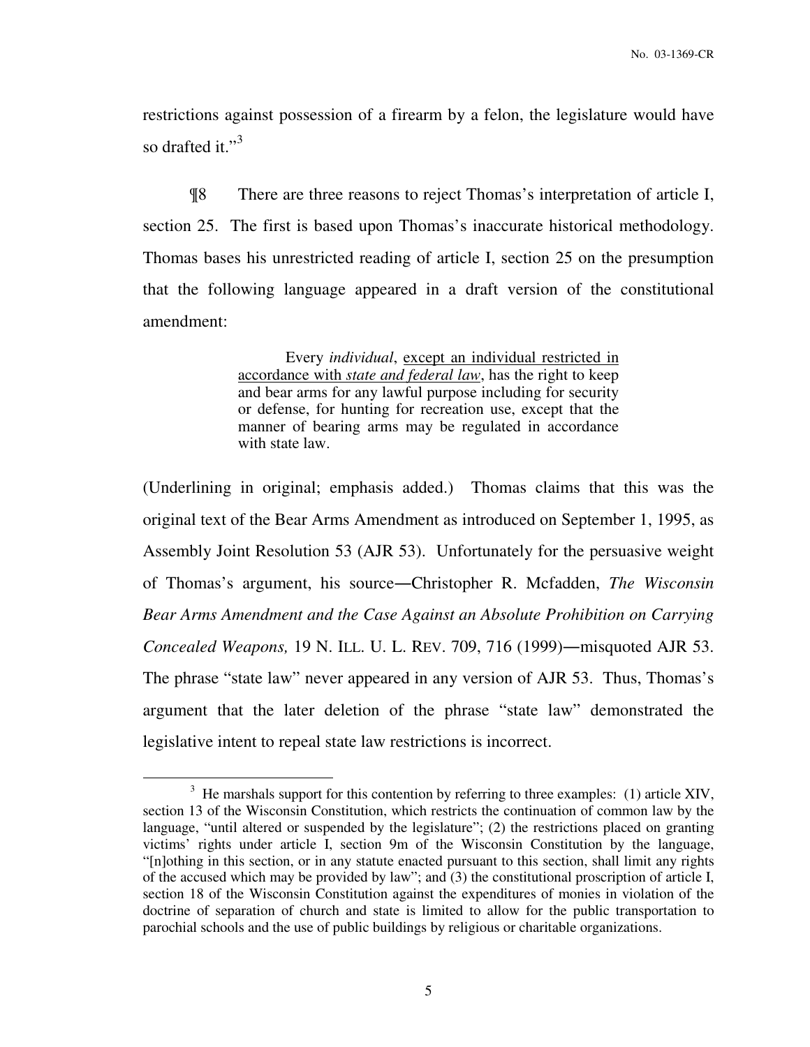restrictions against possession of a firearm by a felon, the legislature would have so drafted it."[3]

¶8 There are three reasons to reject Thomas's interpretation of article I, section 25. The first is based upon Thomas's inaccurate historical methodology. Thomas bases his unrestricted reading of article I, section 25 on the presumption that the following language appeared in a draft version of the constitutional amendment:

> Every *individual*, <u>except an individual restricted in accordance with *state and federal law*</u>, has the right to keep and bear arms for any lawful purpose including for security or defense, for hunting for recreation use, except that the manner of bearing arms may be regulated in accordance with state law.

(Underlining in original; emphasis added.) Thomas claims that this was the original text of the Bear Arms Amendment as introduced on September 1, 1995, as Assembly Joint Resolution 53 (AJR 53). Unfortunately for the persuasive weight of Thomas's argument, his source—Christopher R. Mcfadden, *The Wisconsin Bear Arms Amendment and the Case Against an Absolute Prohibition on Carrying Concealed Weapons,* 19 N. ILL. U. L. REV. 709, 716 (1999)—misquoted AJR 53. The phrase "state law" never appeared in any version of AJR 53. Thus, Thomas's argument that the later deletion of the phrase "state law" demonstrated the legislative intent to repeal state law restrictions is incorrect.

---

[3] He marshals support for this contention by referring to three examples: (1) article XIV, section 13 of the Wisconsin Constitution, which restricts the continuation of common law by the language, "until altered or suspended by the legislature"; (2) the restrictions placed on granting victims' rights under article I, section 9m of the Wisconsin Constitution by the language, "[n]othing in this section, or in any statute enacted pursuant to this section, shall limit any rights of the accused which may be provided by law"; and (3) the constitutional proscription of article I, section 18 of the Wisconsin Constitution against the expenditures of monies in violation of the doctrine of separation of church and state is limited to allow for the public transportation to parochial schools and the use of public buildings by religious or charitable organizations.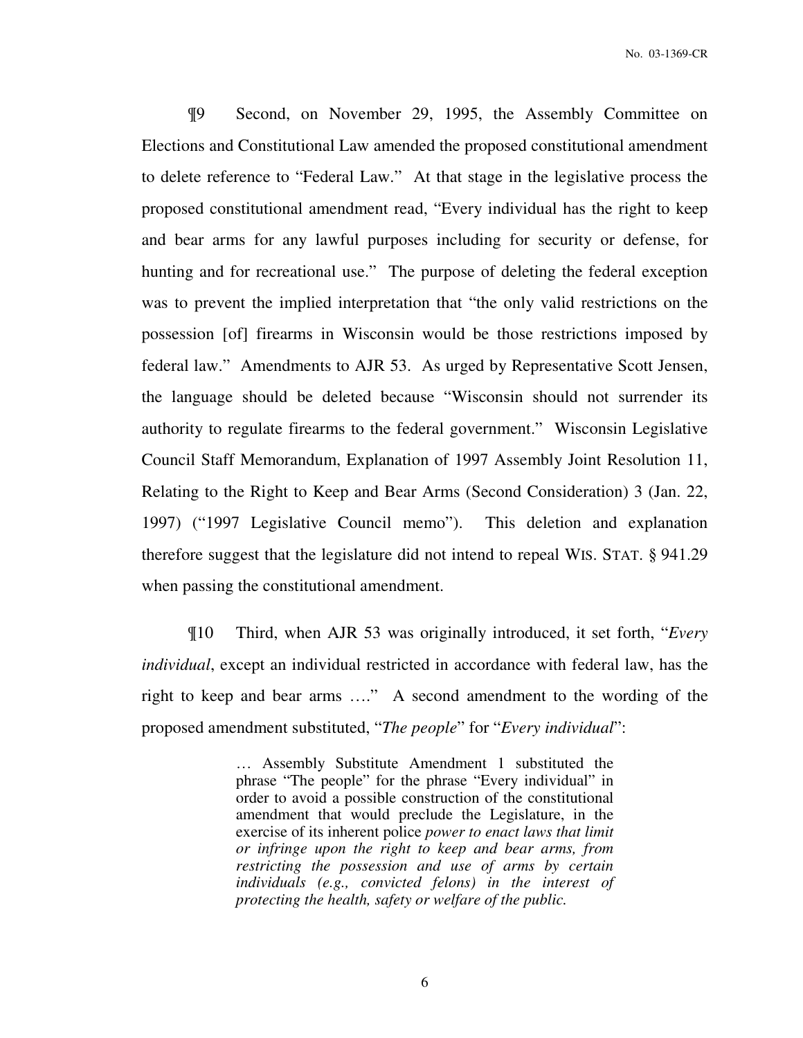¶9 Second, on November 29, 1995, the Assembly Committee on Elections and Constitutional Law amended the proposed constitutional amendment to delete reference to "Federal Law." At that stage in the legislative process the proposed constitutional amendment read, "Every individual has the right to keep and bear arms for any lawful purposes including for security or defense, for hunting and for recreational use." The purpose of deleting the federal exception was to prevent the implied interpretation that "the only valid restrictions on the possession [of] firearms in Wisconsin would be those restrictions imposed by federal law." Amendments to AJR 53. As urged by Representative Scott Jensen, the language should be deleted because "Wisconsin should not surrender its authority to regulate firearms to the federal government." Wisconsin Legislative Council Staff Memorandum, Explanation of 1997 Assembly Joint Resolution 11, Relating to the Right to Keep and Bear Arms (Second Consideration) 3 (Jan. 22, 1997) ("1997 Legislative Council memo"). This deletion and explanation therefore suggest that the legislature did not intend to repeal WIS. STAT. § 941.29 when passing the constitutional amendment.

¶10 Third, when AJR 53 was originally introduced, it set forth, "*Every individual*, except an individual restricted in accordance with federal law, has the right to keep and bear arms …." A second amendment to the wording of the proposed amendment substituted, "*The people*" for "*Every individual*":

> … Assembly Substitute Amendment 1 substituted the phrase "The people" for the phrase "Every individual" in order to avoid a possible construction of the constitutional amendment that would preclude the Legislature, in the exercise of its inherent police *power to enact laws that limit or infringe upon the right to keep and bear arms, from restricting the possession and use of arms by certain individuals (e.g., convicted felons) in the interest of protecting the health, safety or welfare of the public.*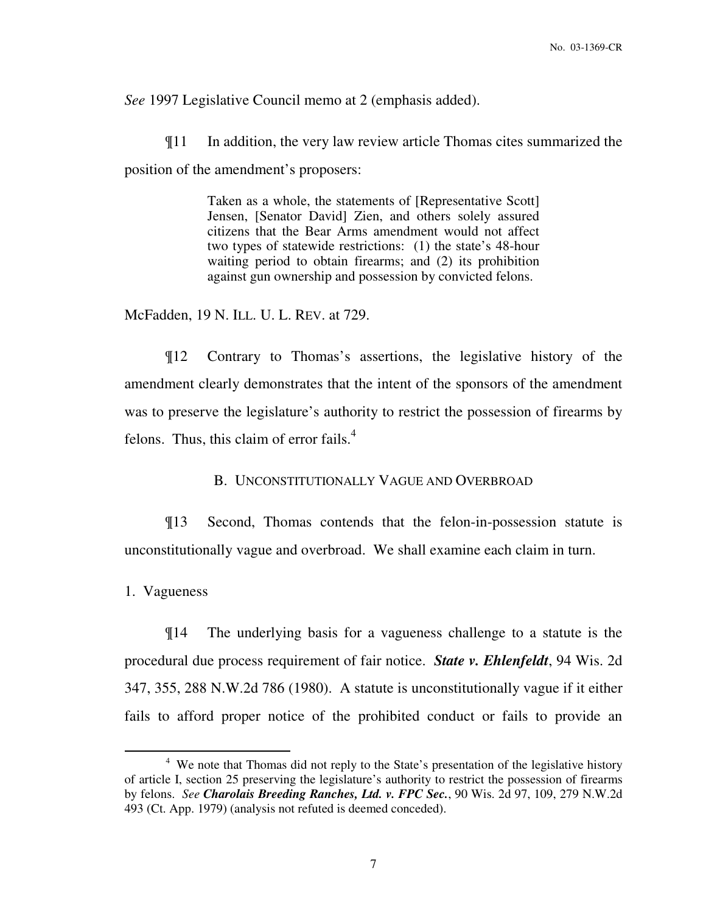*See* 1997 Legislative Council memo at 2 (emphasis added).

¶11 In addition, the very law review article Thomas cites summarized the position of the amendment's proposers:

> Taken as a whole, the statements of [Representative Scott] Jensen, [Senator David] Zien, and others solely assured citizens that the Bear Arms amendment would not affect two types of statewide restrictions: (1) the state's 48-hour waiting period to obtain firearms; and (2) its prohibition against gun ownership and possession by convicted felons.

McFadden, 19 N. ILL. U. L. REV. at 729.

¶12 Contrary to Thomas's assertions, the legislative history of the amendment clearly demonstrates that the intent of the sponsors of the amendment was to preserve the legislature's authority to restrict the possession of firearms by felons. Thus, this claim of error fails.[4]

### B. UNCONSTITUTIONALLY VAGUE AND OVERBROAD

¶13 Second, Thomas contends that the felon-in-possession statute is unconstitutionally vague and overbroad. We shall examine each claim in turn.

1. Vagueness

¶14 The underlying basis for a vagueness challenge to a statute is the procedural due process requirement of fair notice. ***State v. Ehlenfeldt***, 94 Wis. 2d 347, 355, 288 N.W.2d 786 (1980). A statute is unconstitutionally vague if it either fails to afford proper notice of the prohibited conduct or fails to provide an

---

[4] We note that Thomas did not reply to the State's presentation of the legislative history of article I, section 25 preserving the legislature's authority to restrict the possession of firearms by felons. *See* ***Charolais Breeding Ranches, Ltd. v. FPC Sec.***, 90 Wis. 2d 97, 109, 279 N.W.2d 493 (Ct. App. 1979) (analysis not refuted is deemed conceded).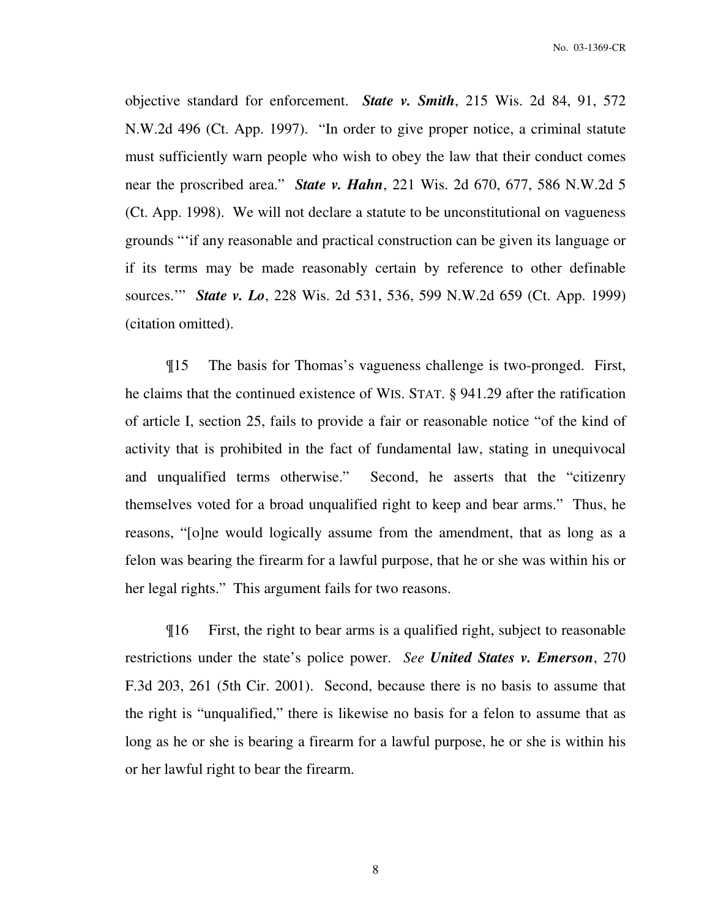objective standard for enforcement. ***State v. Smith***, 215 Wis. 2d 84, 91, 572 N.W.2d 496 (Ct. App. 1997). "In order to give proper notice, a criminal statute must sufficiently warn people who wish to obey the law that their conduct comes near the proscribed area." ***State v. Hahn***, 221 Wis. 2d 670, 677, 586 N.W.2d 5 (Ct. App. 1998). We will not declare a statute to be unconstitutional on vagueness grounds "'if any reasonable and practical construction can be given its language or if its terms may be made reasonably certain by reference to other definable sources.'" ***State v. Lo***, 228 Wis. 2d 531, 536, 599 N.W.2d 659 (Ct. App. 1999) (citation omitted).

¶15 The basis for Thomas's vagueness challenge is two-pronged. First, he claims that the continued existence of WIS. STAT. § 941.29 after the ratification of article I, section 25, fails to provide a fair or reasonable notice "of the kind of activity that is prohibited in the fact of fundamental law, stating in unequivocal and unqualified terms otherwise." Second, he asserts that the "citizenry themselves voted for a broad unqualified right to keep and bear arms." Thus, he reasons, "[o]ne would logically assume from the amendment, that as long as a felon was bearing the firearm for a lawful purpose, that he or she was within his or her legal rights." This argument fails for two reasons.

¶16 First, the right to bear arms is a qualified right, subject to reasonable restrictions under the state's police power. *See* ***United States v. Emerson***, 270 F.3d 203, 261 (5th Cir. 2001). Second, because there is no basis to assume that the right is "unqualified," there is likewise no basis for a felon to assume that as long as he or she is bearing a firearm for a lawful purpose, he or she is within his or her lawful right to bear the firearm.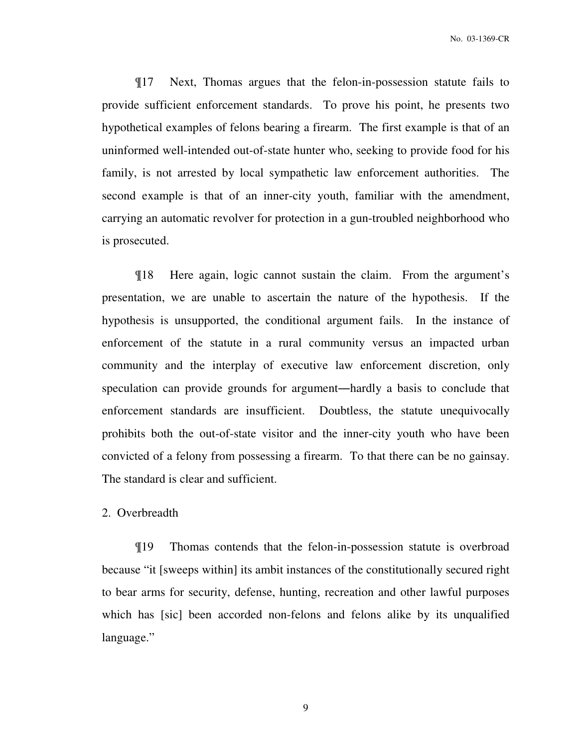¶17 Next, Thomas argues that the felon-in-possession statute fails to provide sufficient enforcement standards. To prove his point, he presents two hypothetical examples of felons bearing a firearm. The first example is that of an uninformed well-intended out-of-state hunter who, seeking to provide food for his family, is not arrested by local sympathetic law enforcement authorities. The second example is that of an inner-city youth, familiar with the amendment, carrying an automatic revolver for protection in a gun-troubled neighborhood who is prosecuted.

¶18 Here again, logic cannot sustain the claim. From the argument's presentation, we are unable to ascertain the nature of the hypothesis. If the hypothesis is unsupported, the conditional argument fails. In the instance of enforcement of the statute in a rural community versus an impacted urban community and the interplay of executive law enforcement discretion, only speculation can provide grounds for argument—hardly a basis to conclude that enforcement standards are insufficient. Doubtless, the statute unequivocally prohibits both the out-of-state visitor and the inner-city youth who have been convicted of a felony from possessing a firearm. To that there can be no gainsay. The standard is clear and sufficient.

2. Overbreadth

¶19 Thomas contends that the felon-in-possession statute is overbroad because "it [sweeps within] its ambit instances of the constitutionally secured right to bear arms for security, defense, hunting, recreation and other lawful purposes which has [sic] been accorded non-felons and felons alike by its unqualified language."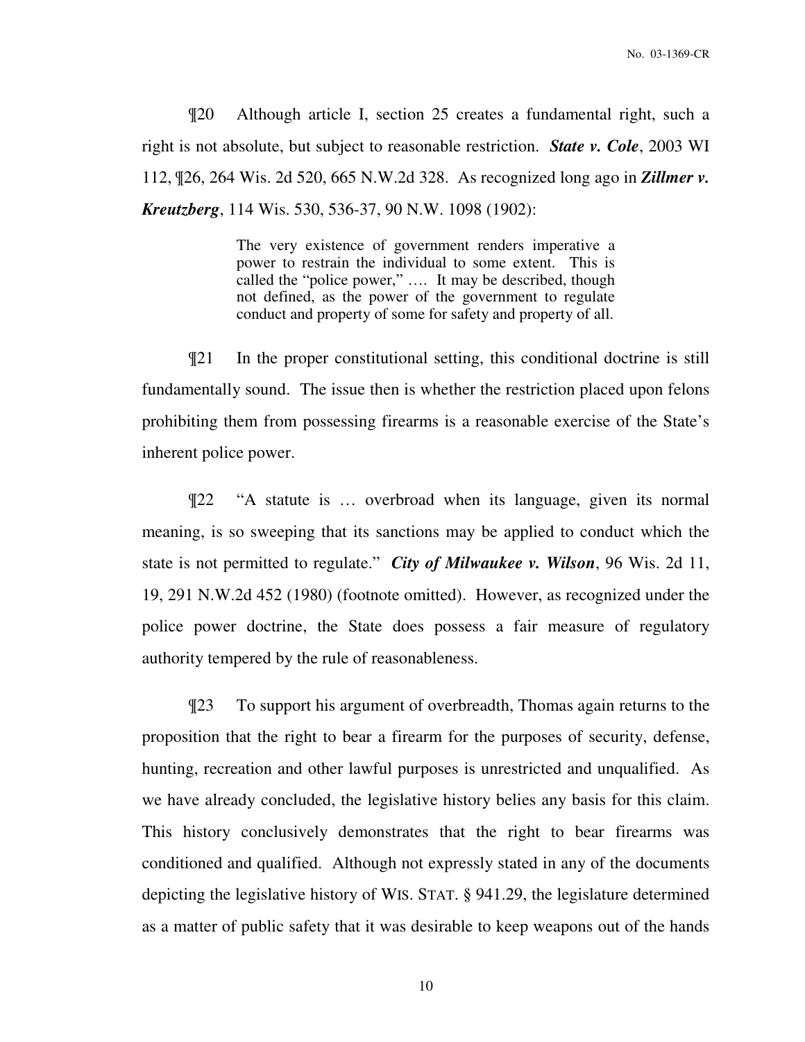¶20 Although article I, section 25 creates a fundamental right, such a right is not absolute, but subject to reasonable restriction. ***State v. Cole***, 2003 WI 112, ¶26, 264 Wis. 2d 520, 665 N.W.2d 328. As recognized long ago in ***Zillmer v. Kreutzberg***, 114 Wis. 530, 536-37, 90 N.W. 1098 (1902):

> The very existence of government renders imperative a power to restrain the individual to some extent. This is called the "police power," …. It may be described, though not defined, as the power of the government to regulate conduct and property of some for safety and property of all.

¶21 In the proper constitutional setting, this conditional doctrine is still fundamentally sound. The issue then is whether the restriction placed upon felons prohibiting them from possessing firearms is a reasonable exercise of the State's inherent police power.

¶22 "A statute is … overbroad when its language, given its normal meaning, is so sweeping that its sanctions may be applied to conduct which the state is not permitted to regulate." ***City of Milwaukee v. Wilson***, 96 Wis. 2d 11, 19, 291 N.W.2d 452 (1980) (footnote omitted). However, as recognized under the police power doctrine, the State does possess a fair measure of regulatory authority tempered by the rule of reasonableness.

¶23 To support his argument of overbreadth, Thomas again returns to the proposition that the right to bear a firearm for the purposes of security, defense, hunting, recreation and other lawful purposes is unrestricted and unqualified. As we have already concluded, the legislative history belies any basis for this claim. This history conclusively demonstrates that the right to bear firearms was conditioned and qualified. Although not expressly stated in any of the documents depicting the legislative history of WIS. STAT. § 941.29, the legislature determined as a matter of public safety that it was desirable to keep weapons out of the hands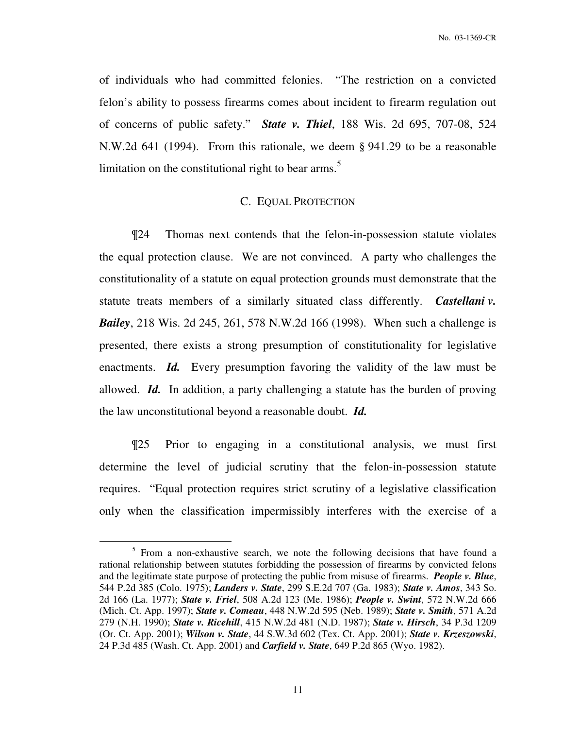of individuals who had committed felonies. "The restriction on a convicted felon's ability to possess firearms comes about incident to firearm regulation out of concerns of public safety." ***State v. Thiel***, 188 Wis. 2d 695, 707-08, 524 N.W.2d 641 (1994). From this rationale, we deem § 941.29 to be a reasonable limitation on the constitutional right to bear arms.[5]

## C. EQUAL PROTECTION

¶24 Thomas next contends that the felon-in-possession statute violates the equal protection clause. We are not convinced. A party who challenges the constitutionality of a statute on equal protection grounds must demonstrate that the statute treats members of a similarly situated class differently. ***Castellani v. Bailey***, 218 Wis. 2d 245, 261, 578 N.W.2d 166 (1998). When such a challenge is presented, there exists a strong presumption of constitutionality for legislative enactments. ***Id.*** Every presumption favoring the validity of the law must be allowed. ***Id.*** In addition, a party challenging a statute has the burden of proving the law unconstitutional beyond a reasonable doubt. ***Id.***

¶25 Prior to engaging in a constitutional analysis, we must first determine the level of judicial scrutiny that the felon-in-possession statute requires. "Equal protection requires strict scrutiny of a legislative classification only when the classification impermissibly interferes with the exercise of a

---

[5] From a non-exhaustive search, we note the following decisions that have found a rational relationship between statutes forbidding the possession of firearms by convicted felons and the legitimate state purpose of protecting the public from misuse of firearms. ***People v. Blue***, 544 P.2d 385 (Colo. 1975); ***Landers v. State***, 299 S.E.2d 707 (Ga. 1983); ***State v. Amos***, 343 So. 2d 166 (La. 1977); ***State v. Friel***, 508 A.2d 123 (Me. 1986); ***People v. Swint***, 572 N.W.2d 666 (Mich. Ct. App. 1997); ***State v. Comeau***, 448 N.W.2d 595 (Neb. 1989); ***State v. Smith***, 571 A.2d 279 (N.H. 1990); ***State v. Ricehill***, 415 N.W.2d 481 (N.D. 1987); ***State v. Hirsch***, 34 P.3d 1209 (Or. Ct. App. 2001); ***Wilson v. State***, 44 S.W.3d 602 (Tex. Ct. App. 2001); ***State v. Krzeszowski***, 24 P.3d 485 (Wash. Ct. App. 2001) and ***Carfield v. State***, 649 P.2d 865 (Wyo. 1982).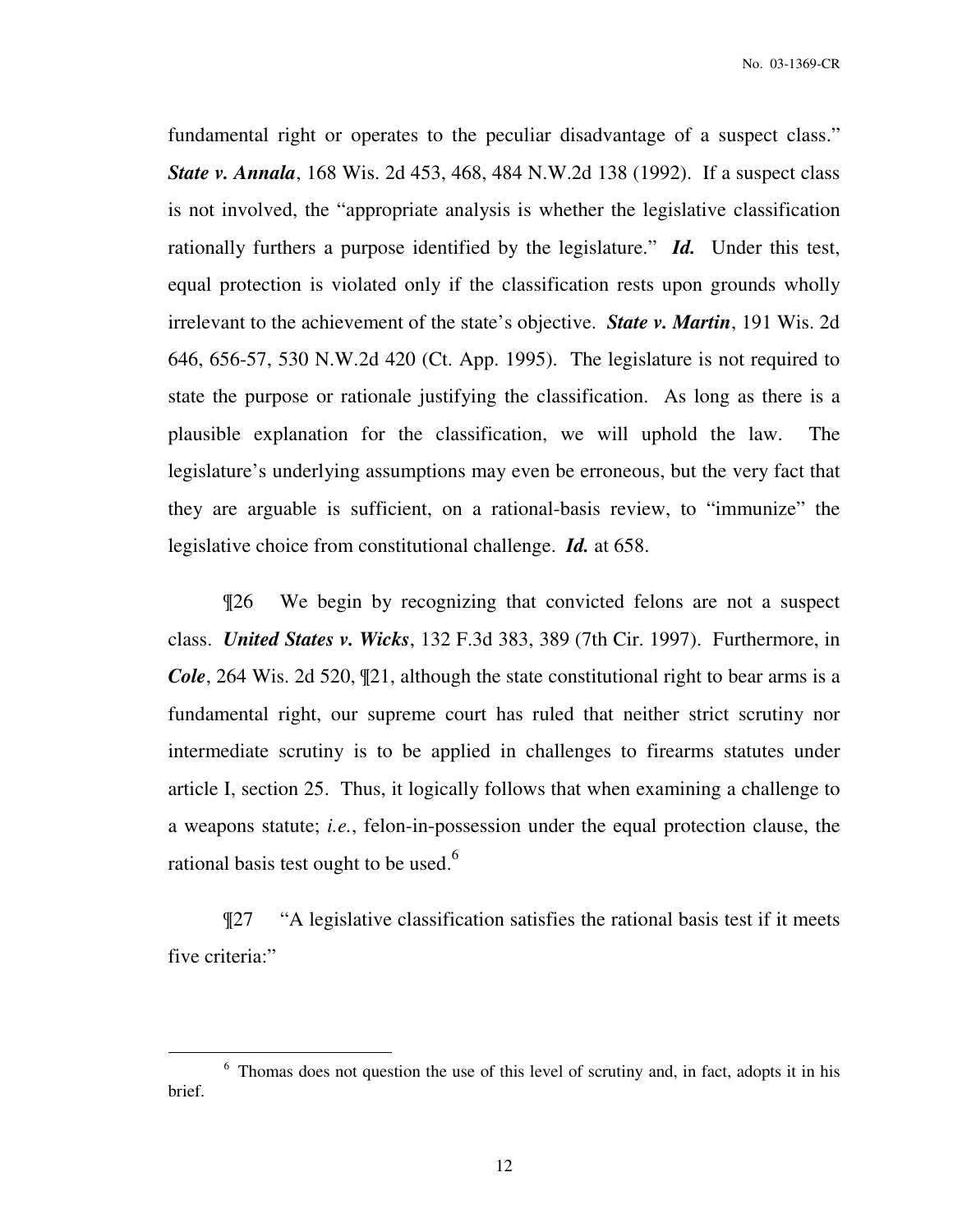fundamental right or operates to the peculiar disadvantage of a suspect class." ***State v. Annala***, 168 Wis. 2d 453, 468, 484 N.W.2d 138 (1992). If a suspect class is not involved, the "appropriate analysis is whether the legislative classification rationally furthers a purpose identified by the legislature." ***Id.*** Under this test, equal protection is violated only if the classification rests upon grounds wholly irrelevant to the achievement of the state's objective. ***State v. Martin***, 191 Wis. 2d 646, 656-57, 530 N.W.2d 420 (Ct. App. 1995). The legislature is not required to state the purpose or rationale justifying the classification. As long as there is a plausible explanation for the classification, we will uphold the law. The legislature's underlying assumptions may even be erroneous, but the very fact that they are arguable is sufficient, on a rational-basis review, to "immunize" the legislative choice from constitutional challenge. ***Id.*** at 658.

¶26 We begin by recognizing that convicted felons are not a suspect class. ***United States v. Wicks***, 132 F.3d 383, 389 (7th Cir. 1997). Furthermore, in ***Cole***, 264 Wis. 2d 520, ¶21, although the state constitutional right to bear arms is a fundamental right, our supreme court has ruled that neither strict scrutiny nor intermediate scrutiny is to be applied in challenges to firearms statutes under article I, section 25. Thus, it logically follows that when examining a challenge to a weapons statute; *i.e.*, felon-in-possession under the equal protection clause, the rational basis test ought to be used.[6]

¶27 "A legislative classification satisfies the rational basis test if it meets five criteria:"

---

[6] Thomas does not question the use of this level of scrutiny and, in fact, adopts it in his brief.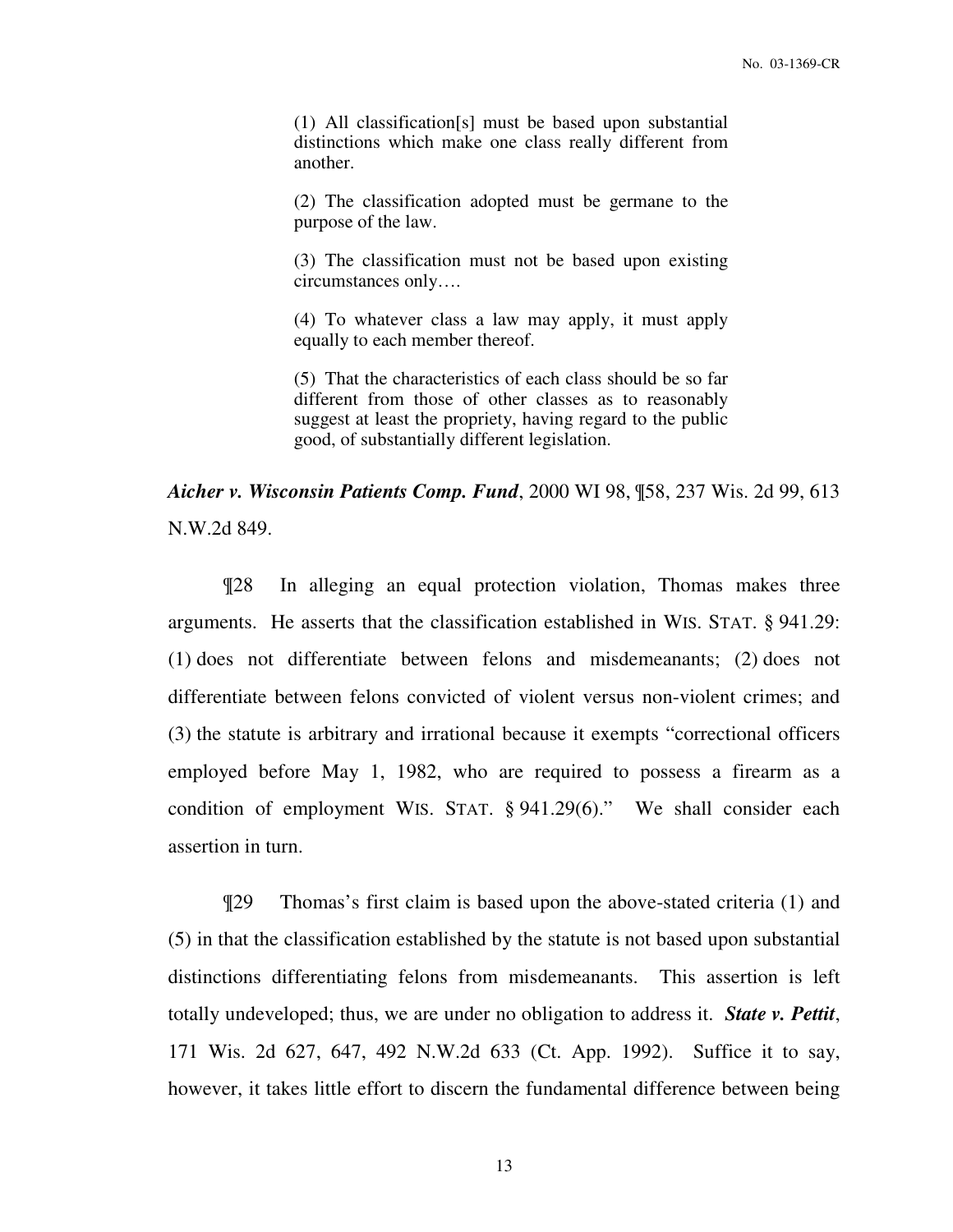> (1) All classification[s] must be based upon substantial distinctions which make one class really different from another.
>
> (2) The classification adopted must be germane to the purpose of the law.
>
> (3) The classification must not be based upon existing circumstances only….
>
> (4) To whatever class a law may apply, it must apply equally to each member thereof.
>
> (5) That the characteristics of each class should be so far different from those of other classes as to reasonably suggest at least the propriety, having regard to the public good, of substantially different legislation.

***Aicher v. Wisconsin Patients Comp. Fund***, 2000 WI 98, ¶58, 237 Wis. 2d 99, 613 N.W.2d 849.

¶28 In alleging an equal protection violation, Thomas makes three arguments. He asserts that the classification established in WIS. STAT. § 941.29: (1) does not differentiate between felons and misdemeanants; (2) does not differentiate between felons convicted of violent versus non-violent crimes; and (3) the statute is arbitrary and irrational because it exempts "correctional officers employed before May 1, 1982, who are required to possess a firearm as a condition of employment WIS. STAT. § 941.29(6)." We shall consider each assertion in turn.

¶29 Thomas's first claim is based upon the above-stated criteria (1) and (5) in that the classification established by the statute is not based upon substantial distinctions differentiating felons from misdemeanants. This assertion is left totally undeveloped; thus, we are under no obligation to address it. ***State v. Pettit***, 171 Wis. 2d 627, 647, 492 N.W.2d 633 (Ct. App. 1992). Suffice it to say, however, it takes little effort to discern the fundamental difference between being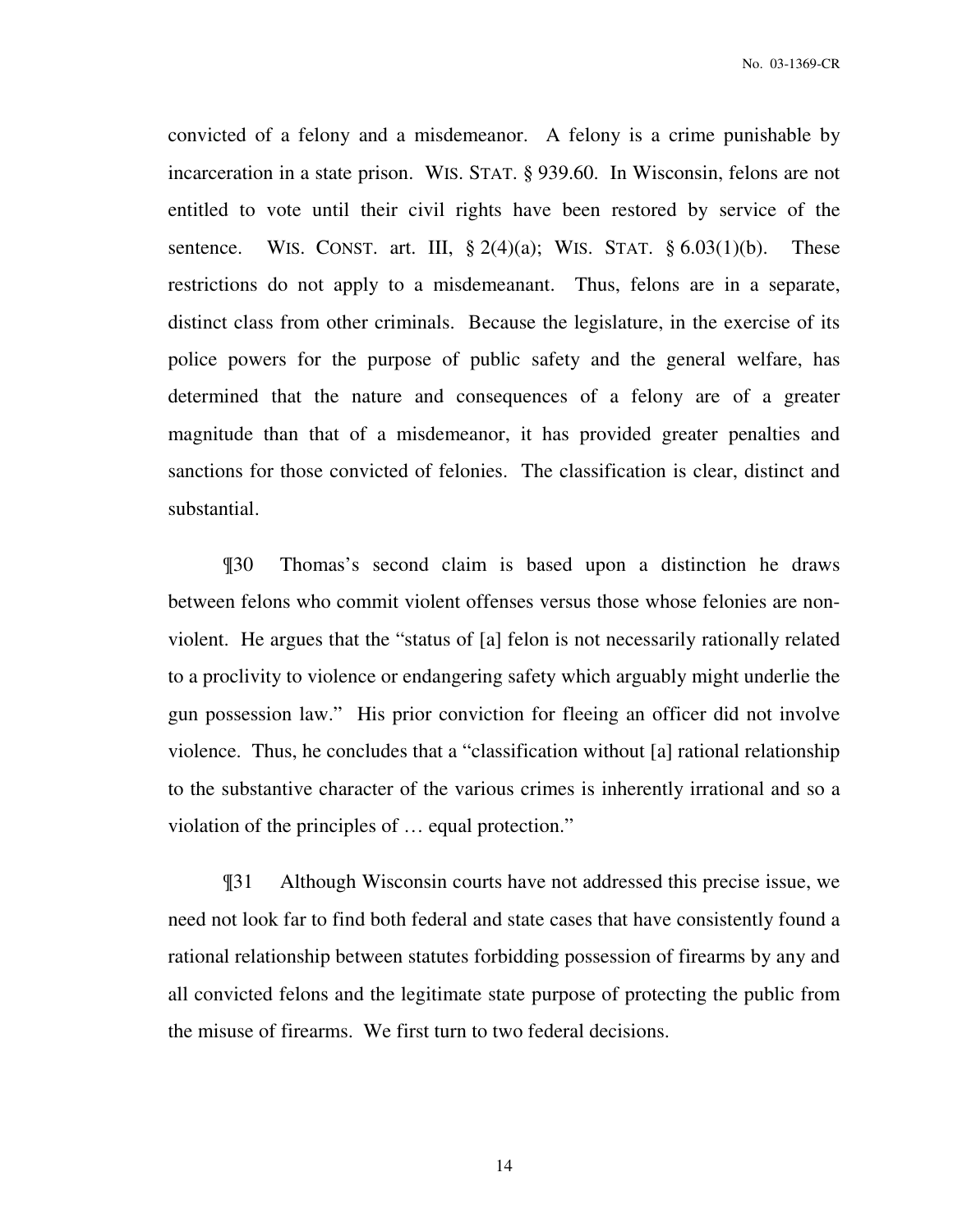convicted of a felony and a misdemeanor. A felony is a crime punishable by incarceration in a state prison. WIS. STAT. § 939.60. In Wisconsin, felons are not entitled to vote until their civil rights have been restored by service of the sentence. WIS. CONST. art. III, § 2(4)(a); WIS. STAT. § 6.03(1)(b). These restrictions do not apply to a misdemeanant. Thus, felons are in a separate, distinct class from other criminals. Because the legislature, in the exercise of its police powers for the purpose of public safety and the general welfare, has determined that the nature and consequences of a felony are of a greater magnitude than that of a misdemeanor, it has provided greater penalties and sanctions for those convicted of felonies. The classification is clear, distinct and substantial.

¶30 Thomas's second claim is based upon a distinction he draws between felons who commit violent offenses versus those whose felonies are non-violent. He argues that the "status of [a] felon is not necessarily rationally related to a proclivity to violence or endangering safety which arguably might underlie the gun possession law." His prior conviction for fleeing an officer did not involve violence. Thus, he concludes that a "classification without [a] rational relationship to the substantive character of the various crimes is inherently irrational and so a violation of the principles of … equal protection."

¶31 Although Wisconsin courts have not addressed this precise issue, we need not look far to find both federal and state cases that have consistently found a rational relationship between statutes forbidding possession of firearms by any and all convicted felons and the legitimate state purpose of protecting the public from the misuse of firearms. We first turn to two federal decisions.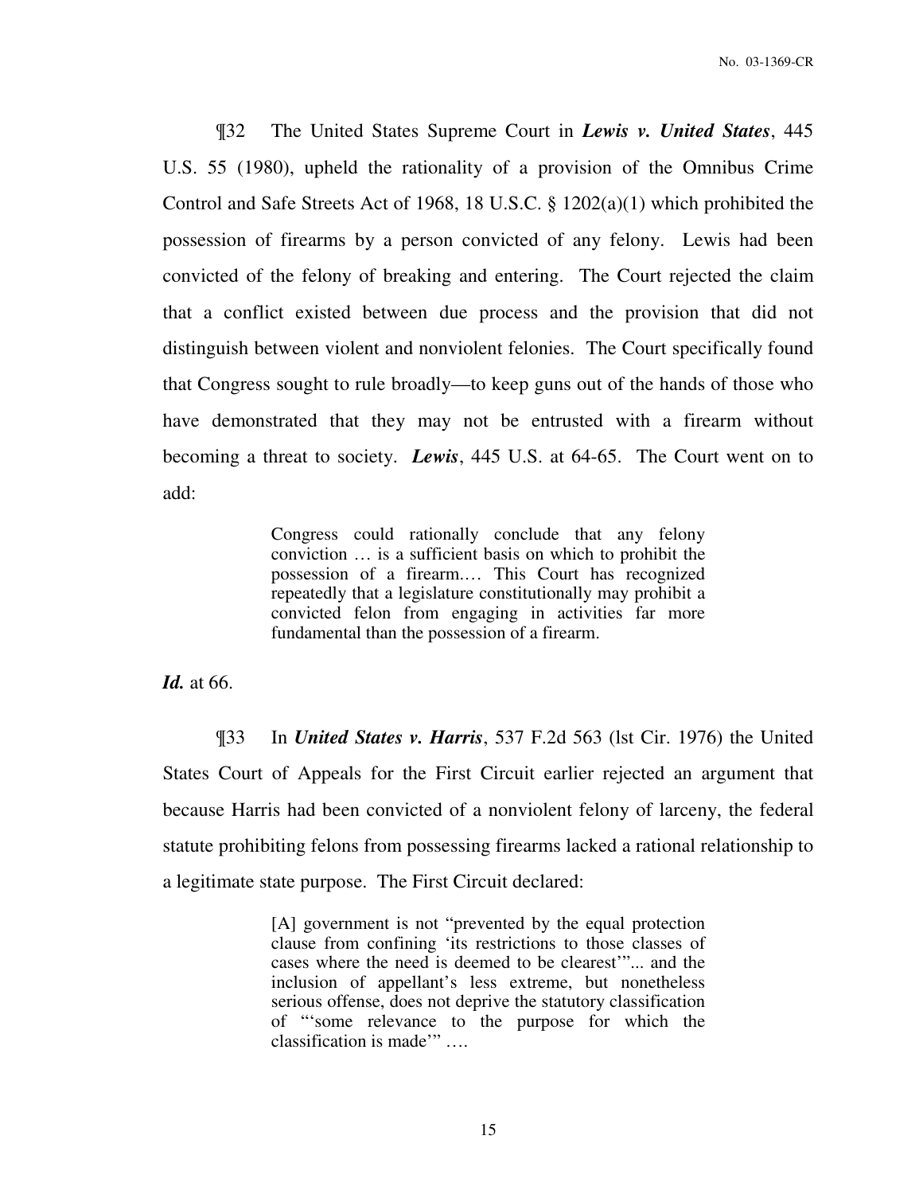¶32 The United States Supreme Court in ***Lewis v. United States***, 445 U.S. 55 (1980), upheld the rationality of a provision of the Omnibus Crime Control and Safe Streets Act of 1968, 18 U.S.C. § 1202(a)(1) which prohibited the possession of firearms by a person convicted of any felony. Lewis had been convicted of the felony of breaking and entering. The Court rejected the claim that a conflict existed between due process and the provision that did not distinguish between violent and nonviolent felonies. The Court specifically found that Congress sought to rule broadly—to keep guns out of the hands of those who have demonstrated that they may not be entrusted with a firearm without becoming a threat to society. ***Lewis***, 445 U.S. at 64-65. The Court went on to add:

> Congress could rationally conclude that any felony conviction … is a sufficient basis on which to prohibit the possession of a firearm.… This Court has recognized repeatedly that a legislature constitutionally may prohibit a convicted felon from engaging in activities far more fundamental than the possession of a firearm.

***Id.*** at 66.

¶33 In ***United States v. Harris***, 537 F.2d 563 (lst Cir. 1976) the United States Court of Appeals for the First Circuit earlier rejected an argument that because Harris had been convicted of a nonviolent felony of larceny, the federal statute prohibiting felons from possessing firearms lacked a rational relationship to a legitimate state purpose. The First Circuit declared:

> [A] government is not "prevented by the equal protection clause from confining 'its restrictions to those classes of cases where the need is deemed to be clearest'"... and the inclusion of appellant's less extreme, but nonetheless serious offense, does not deprive the statutory classification of "'some relevance to the purpose for which the classification is made'" ….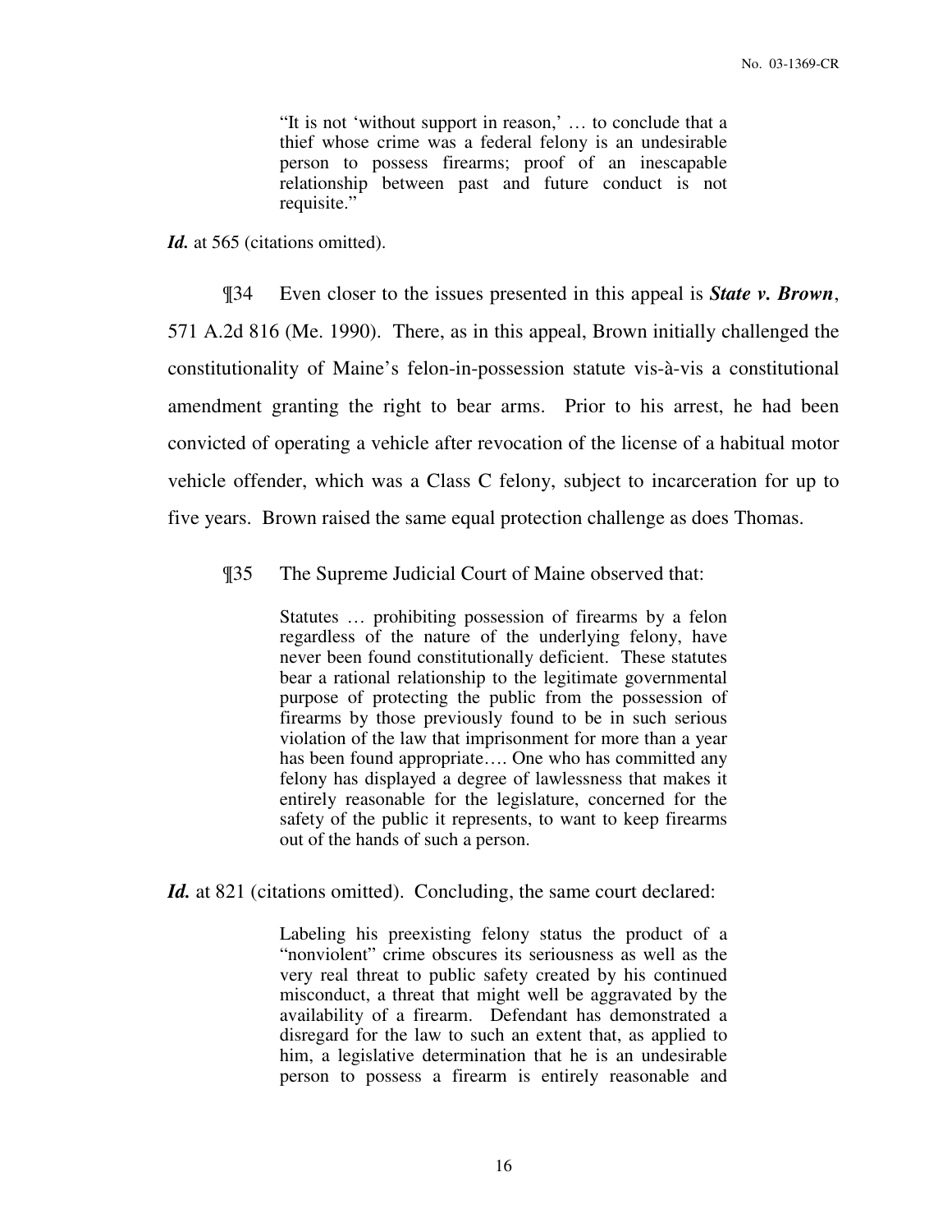> "It is not 'without support in reason,' … to conclude that a thief whose crime was a federal felony is an undesirable person to possess firearms; proof of an inescapable relationship between past and future conduct is not requisite."

***Id.*** at 565 (citations omitted).

¶34 Even closer to the issues presented in this appeal is ***State v. Brown***, 571 A.2d 816 (Me. 1990). There, as in this appeal, Brown initially challenged the constitutionality of Maine's felon-in-possession statute vis-à-vis a constitutional amendment granting the right to bear arms. Prior to his arrest, he had been convicted of operating a vehicle after revocation of the license of a habitual motor vehicle offender, which was a Class C felony, subject to incarceration for up to five years. Brown raised the same equal protection challenge as does Thomas.

¶35 The Supreme Judicial Court of Maine observed that:

> Statutes … prohibiting possession of firearms by a felon regardless of the nature of the underlying felony, have never been found constitutionally deficient. These statutes bear a rational relationship to the legitimate governmental purpose of protecting the public from the possession of firearms by those previously found to be in such serious violation of the law that imprisonment for more than a year has been found appropriate…. One who has committed any felony has displayed a degree of lawlessness that makes it entirely reasonable for the legislature, concerned for the safety of the public it represents, to want to keep firearms out of the hands of such a person.

***Id.*** at 821 (citations omitted). Concluding, the same court declared:

> Labeling his preexisting felony status the product of a "nonviolent" crime obscures its seriousness as well as the very real threat to public safety created by his continued misconduct, a threat that might well be aggravated by the availability of a firearm. Defendant has demonstrated a disregard for the law to such an extent that, as applied to him, a legislative determination that he is an undesirable person to possess a firearm is entirely reasonable and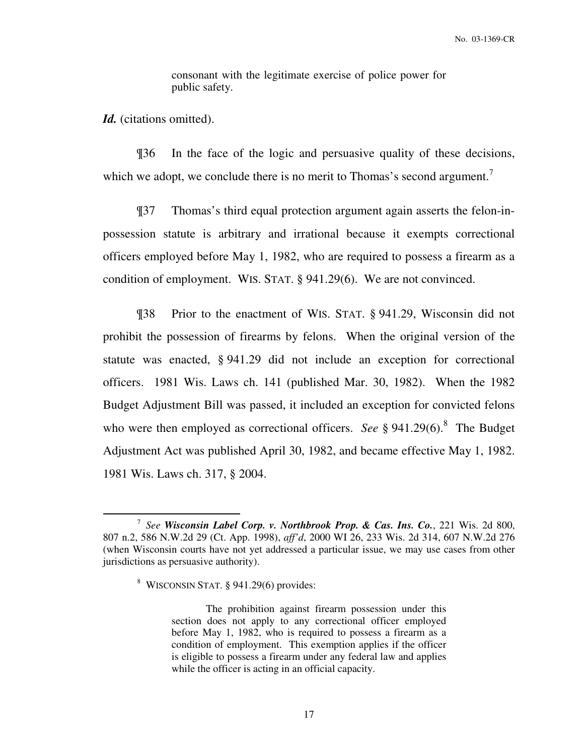> consonant with the legitimate exercise of police power for public safety.

***Id.*** (citations omitted).

¶36 In the face of the logic and persuasive quality of these decisions, which we adopt, we conclude there is no merit to Thomas's second argument.[7]

¶37 Thomas's third equal protection argument again asserts the felon-in-possession statute is arbitrary and irrational because it exempts correctional officers employed before May 1, 1982, who are required to possess a firearm as a condition of employment. WIS. STAT. § 941.29(6). We are not convinced.

¶38 Prior to the enactment of WIS. STAT. § 941.29, Wisconsin did not prohibit the possession of firearms by felons. When the original version of the statute was enacted, § 941.29 did not include an exception for correctional officers. 1981 Wis. Laws ch. 141 (published Mar. 30, 1982). When the 1982 Budget Adjustment Bill was passed, it included an exception for convicted felons who were then employed as correctional officers. *See* § 941.29(6).[8] The Budget Adjustment Act was published April 30, 1982, and became effective May 1, 1982. 1981 Wis. Laws ch. 317, § 2004.

---

[7] *See* ***Wisconsin Label Corp. v. Northbrook Prop. & Cas. Ins. Co.***, 221 Wis. 2d 800, 807 n.2, 586 N.W.2d 29 (Ct. App. 1998), *aff'd*, 2000 WI 26, 233 Wis. 2d 314, 607 N.W.2d 276 (when Wisconsin courts have not yet addressed a particular issue, we may use cases from other jurisdictions as persuasive authority).

[8] WISCONSIN STAT. § 941.29(6) provides:

> The prohibition against firearm possession under this section does not apply to any correctional officer employed before May 1, 1982, who is required to possess a firearm as a condition of employment. This exemption applies if the officer is eligible to possess a firearm under any federal law and applies while the officer is acting in an official capacity.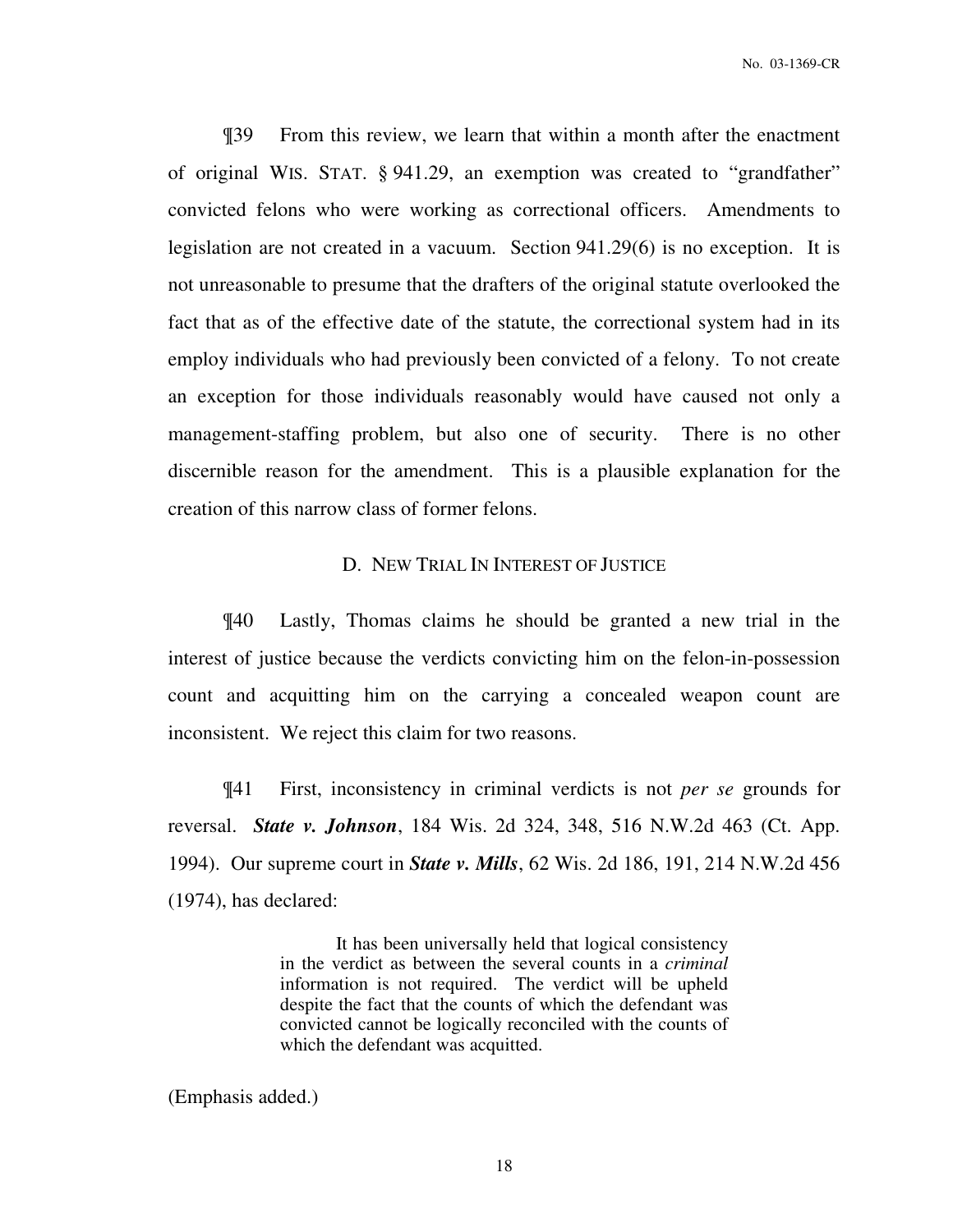¶39 From this review, we learn that within a month after the enactment of original WIS. STAT. § 941.29, an exemption was created to "grandfather" convicted felons who were working as correctional officers. Amendments to legislation are not created in a vacuum. Section 941.29(6) is no exception. It is not unreasonable to presume that the drafters of the original statute overlooked the fact that as of the effective date of the statute, the correctional system had in its employ individuals who had previously been convicted of a felony. To not create an exception for those individuals reasonably would have caused not only a management-staffing problem, but also one of security. There is no other discernible reason for the amendment. This is a plausible explanation for the creation of this narrow class of former felons.

### D. NEW TRIAL IN INTEREST OF JUSTICE

¶40 Lastly, Thomas claims he should be granted a new trial in the interest of justice because the verdicts convicting him on the felon-in-possession count and acquitting him on the carrying a concealed weapon count are inconsistent. We reject this claim for two reasons.

¶41 First, inconsistency in criminal verdicts is not *per se* grounds for reversal. ***State v. Johnson***, 184 Wis. 2d 324, 348, 516 N.W.2d 463 (Ct. App. 1994). Our supreme court in ***State v. Mills***, 62 Wis. 2d 186, 191, 214 N.W.2d 456 (1974), has declared:

> It has been universally held that logical consistency in the verdict as between the several counts in a *criminal* information is not required. The verdict will be upheld despite the fact that the counts of which the defendant was convicted cannot be logically reconciled with the counts of which the defendant was acquitted.

(Emphasis added.)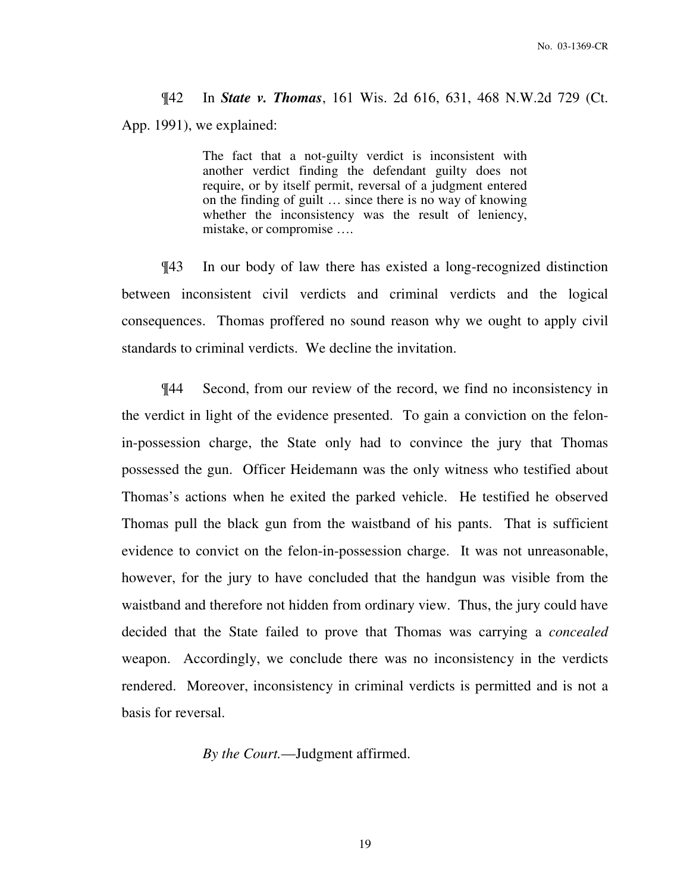¶42 In ***State v. Thomas***, 161 Wis. 2d 616, 631, 468 N.W.2d 729 (Ct. App. 1991), we explained:

> The fact that a not-guilty verdict is inconsistent with another verdict finding the defendant guilty does not require, or by itself permit, reversal of a judgment entered on the finding of guilt … since there is no way of knowing whether the inconsistency was the result of leniency, mistake, or compromise ….

¶43 In our body of law there has existed a long-recognized distinction between inconsistent civil verdicts and criminal verdicts and the logical consequences. Thomas proffered no sound reason why we ought to apply civil standards to criminal verdicts. We decline the invitation.

¶44 Second, from our review of the record, we find no inconsistency in the verdict in light of the evidence presented. To gain a conviction on the felon-in-possession charge, the State only had to convince the jury that Thomas possessed the gun. Officer Heidemann was the only witness who testified about Thomas's actions when he exited the parked vehicle. He testified he observed Thomas pull the black gun from the waistband of his pants. That is sufficient evidence to convict on the felon-in-possession charge. It was not unreasonable, however, for the jury to have concluded that the handgun was visible from the waistband and therefore not hidden from ordinary view. Thus, the jury could have decided that the State failed to prove that Thomas was carrying a *concealed* weapon. Accordingly, we conclude there was no inconsistency in the verdicts rendered. Moreover, inconsistency in criminal verdicts is permitted and is not a basis for reversal.

*By the Court.*—Judgment affirmed.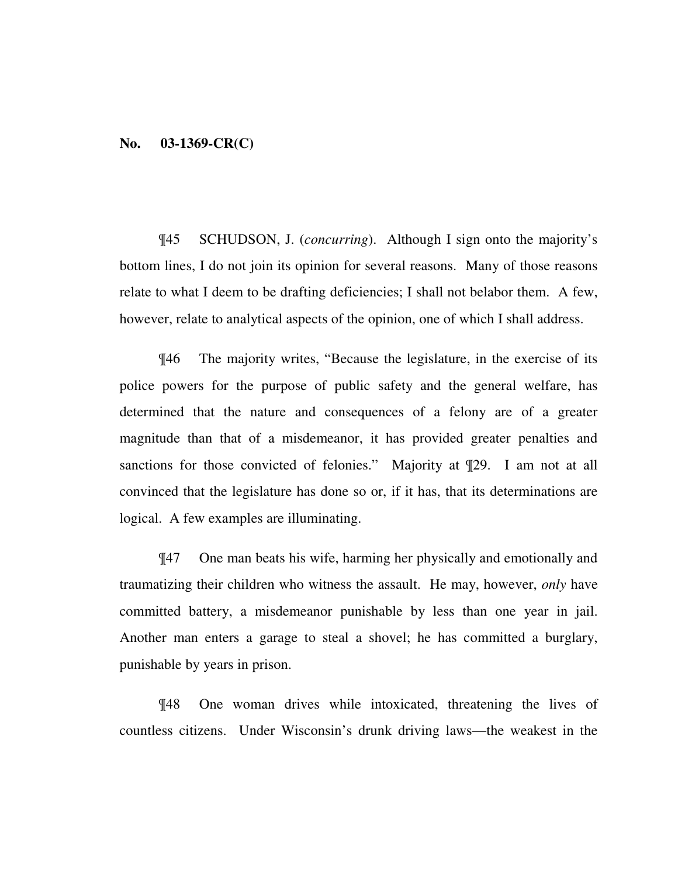**No. 03-1369-CR(C)**

¶45 SCHUDSON, J. (*concurring*). Although I sign onto the majority's bottom lines, I do not join its opinion for several reasons. Many of those reasons relate to what I deem to be drafting deficiencies; I shall not belabor them. A few, however, relate to analytical aspects of the opinion, one of which I shall address.

¶46 The majority writes, "Because the legislature, in the exercise of its police powers for the purpose of public safety and the general welfare, has determined that the nature and consequences of a felony are of a greater magnitude than that of a misdemeanor, it has provided greater penalties and sanctions for those convicted of felonies." Majority at ¶29. I am not at all convinced that the legislature has done so or, if it has, that its determinations are logical. A few examples are illuminating.

¶47 One man beats his wife, harming her physically and emotionally and traumatizing their children who witness the assault. He may, however, *only* have committed battery, a misdemeanor punishable by less than one year in jail. Another man enters a garage to steal a shovel; he has committed a burglary, punishable by years in prison.

¶48 One woman drives while intoxicated, threatening the lives of countless citizens. Under Wisconsin's drunk driving laws—the weakest in the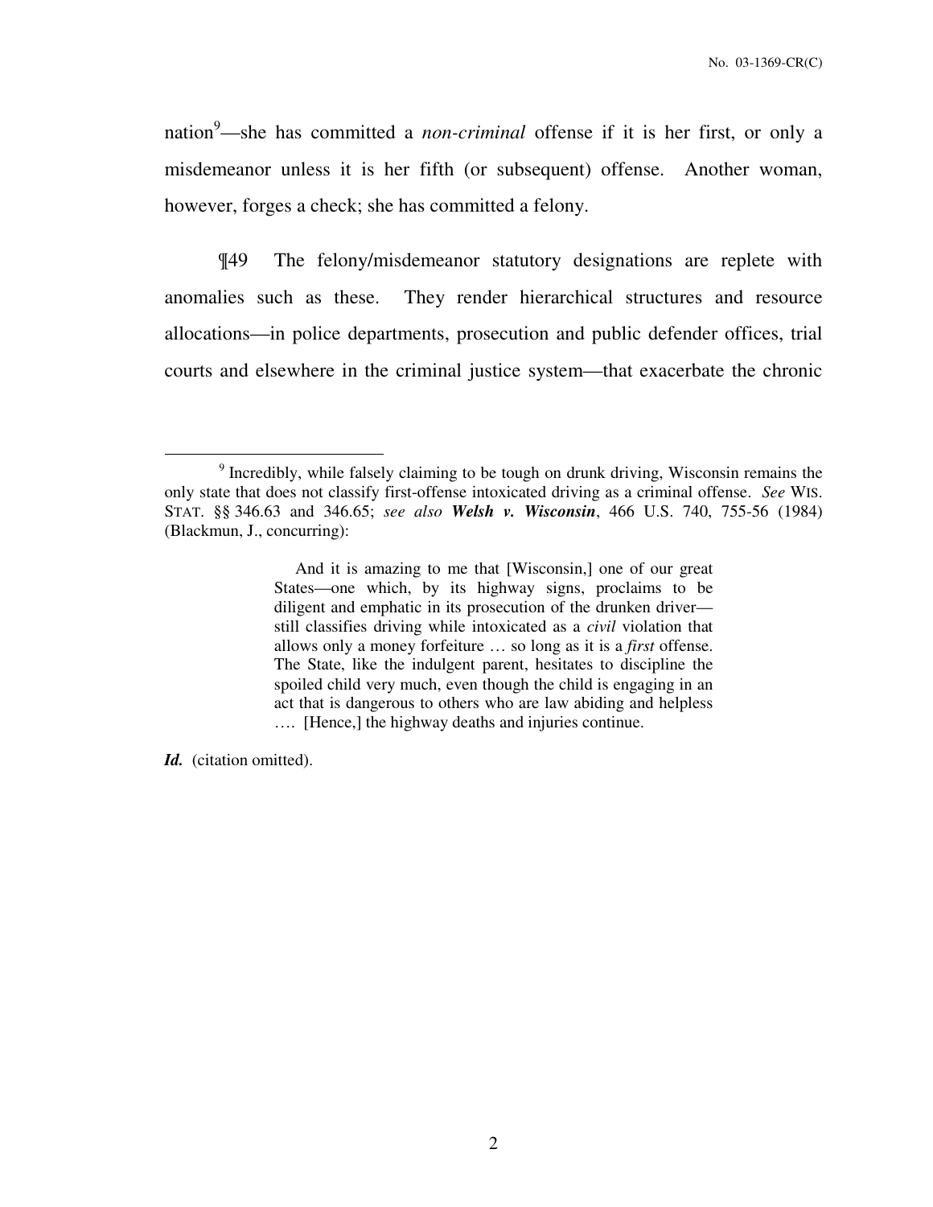nation[9]—she has committed a *non-criminal* offense if it is her first, or only a misdemeanor unless it is her fifth (or subsequent) offense. Another woman, however, forges a check; she has committed a felony.

¶49 The felony/misdemeanor statutory designations are replete with anomalies such as these. They render hierarchical structures and resource allocations—in police departments, prosecution and public defender offices, trial courts and elsewhere in the criminal justice system—that exacerbate the chronic

---

[9] Incredibly, while falsely claiming to be tough on drunk driving, Wisconsin remains the only state that does not classify first-offense intoxicated driving as a criminal offense. *See* WIS. STAT. §§ 346.63 and 346.65; *see also* ***Welsh v. Wisconsin***, 466 U.S. 740, 755-56 (1984) (Blackmun, J., concurring):

> And it is amazing to me that [Wisconsin,] one of our great States—one which, by its highway signs, proclaims to be diligent and emphatic in its prosecution of the drunken driver—still classifies driving while intoxicated as a *civil* violation that allows only a money forfeiture … so long as it is a *first* offense. The State, like the indulgent parent, hesitates to discipline the spoiled child very much, even though the child is engaging in an act that is dangerous to others who are law abiding and helpless …. [Hence,] the highway deaths and injuries continue.

***Id.*** (citation omitted).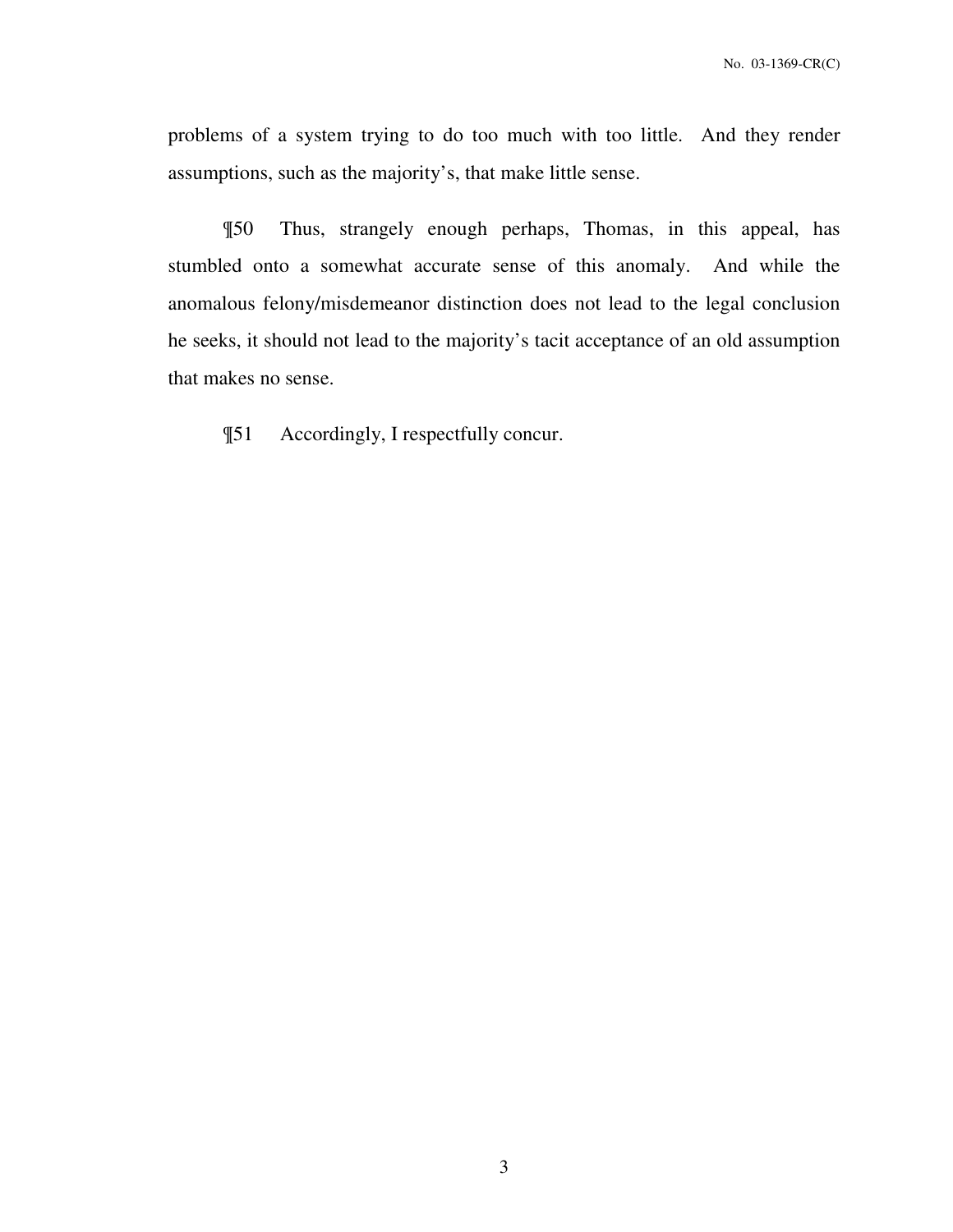problems of a system trying to do too much with too little. And they render assumptions, such as the majority's, that make little sense.

¶50 Thus, strangely enough perhaps, Thomas, in this appeal, has stumbled onto a somewhat accurate sense of this anomaly. And while the anomalous felony/misdemeanor distinction does not lead to the legal conclusion he seeks, it should not lead to the majority's tacit acceptance of an old assumption that makes no sense.

¶51 Accordingly, I respectfully concur.